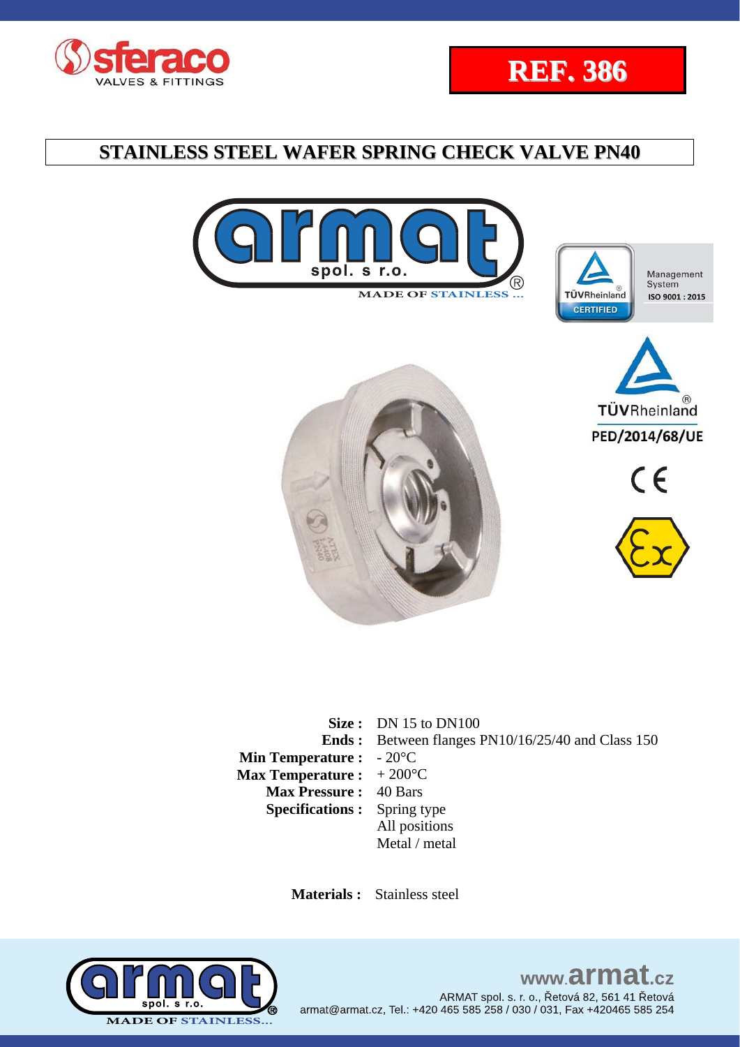# REF. 386

## STAINLESS STEEL WAFER SPRING CHECK VALVE PN40

MADE OF STAINLESS ...

Management System ISO 9001 : 2015

TÜVRheinland CERTIFIED

TÜVRheinland PED/2014/68/UE

**Size :** DN 15 to DN100
**Ends :** Between flanges PN10/16/25/40 and Class 150
**Min Temperature :** - 20°C
**Max Temperature :** + 200°C
**Max Pressure :** 40 Bars
**Specifications :** Spring type
All positions
Metal / metal

**Materials :** Stainless steel

www.armat.cz
ARMAT spol. s. r. o., Řetová 82, 561 41 Řetová
armat@armat.cz, Tel.: +420 465 585 258 / 030 / 031, Fax +420465 585 254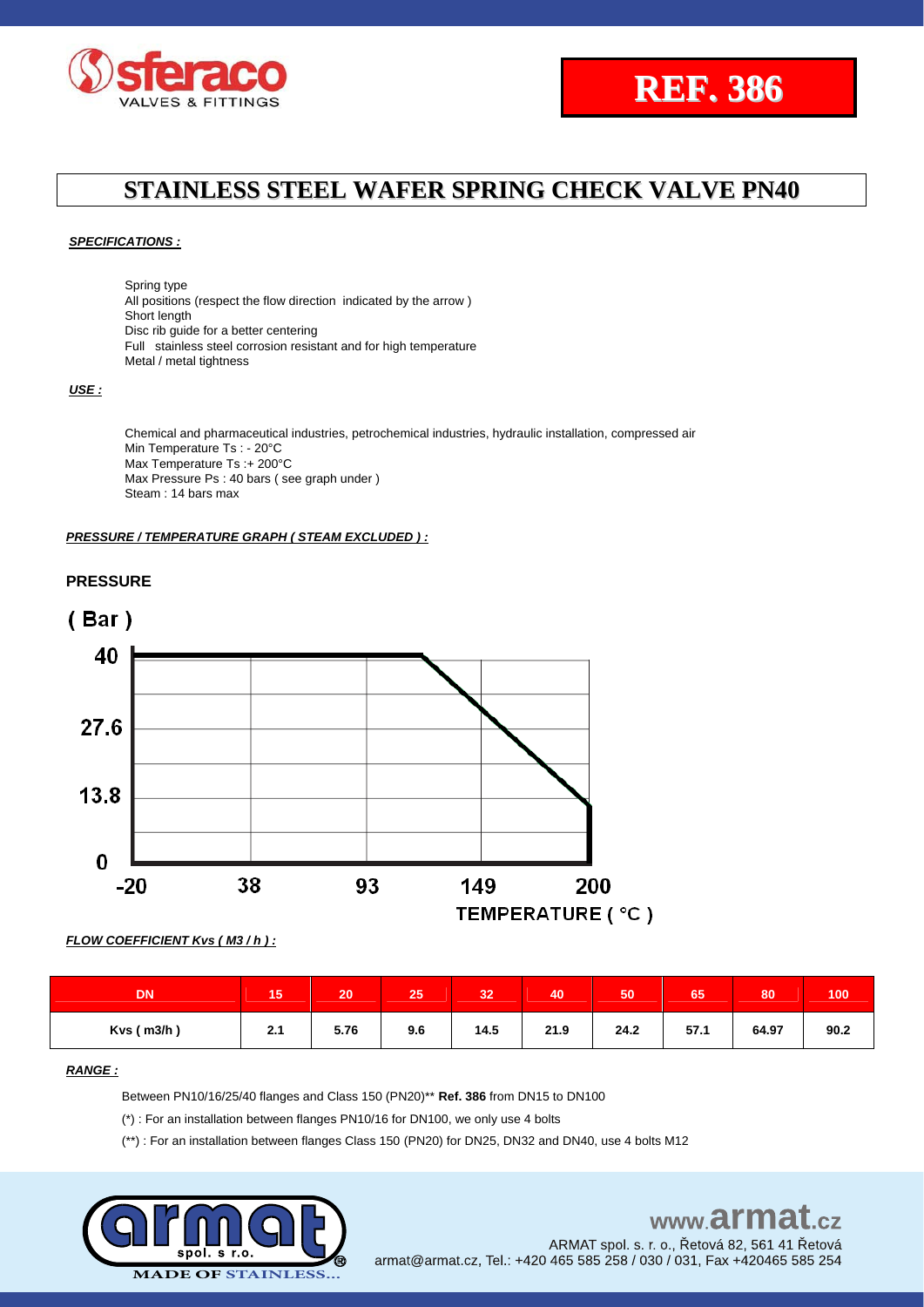**REF. 386**

# STAINLESS STEEL WAFER SPRING CHECK VALVE PN40

***SPECIFICATIONS :***

Spring type
All positions (respect the flow direction indicated by the arrow )
Short length
Disc rib guide for a better centering
Full stainless steel corrosion resistant and for high temperature
Metal / metal tightness

***USE :***

Chemical and pharmaceutical industries, petrochemical industries, hydraulic installation, compressed air
Min Temperature Ts : - 20°C
Max Temperature Ts :+ 200°C
Max Pressure Ps : 40 bars ( see graph under )
Steam : 14 bars max

***PRESSURE / TEMPERATURE GRAPH ( STEAM EXCLUDED ) :***

**PRESSURE**

**( Bar )**

40
27.6
13.8
0

-20 38 93 149 200

**TEMPERATURE ( °C )**

***FLOW COEFFICIENT Kvs ( M3 / h ) :***

| DN | 15 | 20 | 25 | 32 | 40 | 50 | 65 | 80 | 100 |
|---|---|---|---|---|---|---|---|---|---|
| Kvs ( m3/h ) | 2.1 | 5.76 | 9.6 | 14.5 | 21.9 | 24.2 | 57.1 | 64.97 | 90.2 |

***RANGE :***

Between PN10/16/25/40 flanges and Class 150 (PN20)** **Ref. 386** from DN15 to DN100

(*) : For an installation between flanges PN10/16 for DN100, we only use 4 bolts

(**) : For an installation between flanges Class 150 (PN20) for DN25, DN32 and DN40, use 4 bolts M12

www.armat.cz
ARMAT spol. s r. o., Řetová 82, 561 41 Řetová
armat@armat.cz, Tel.: +420 465 585 258 / 030 / 031, Fax +420465 585 254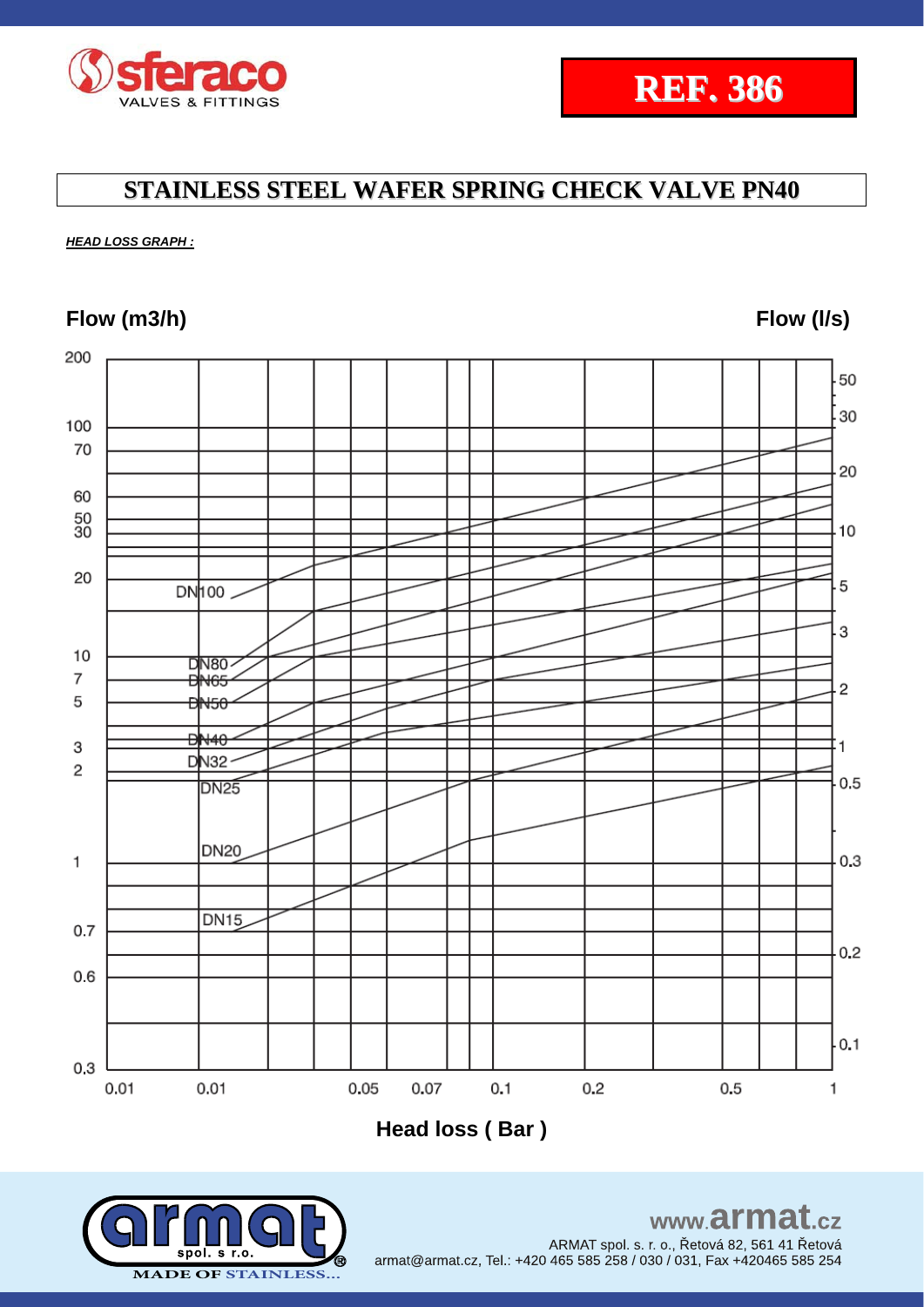# REF. 386

## STAINLESS STEEL WAFER SPRING CHECK VALVE PN40

***HEAD LOSS GRAPH :***

Flow (m3/h) | Flow (l/s)

Curves: DN100, DN80, DN65, DN50, DN40, DN32, DN25, DN20, DN15

Flow (m3/h) axis: 0.3, 0.6, 0.7, 1, 2, 3, 5, 7, 10, 20, 30, 50, 60, 70, 100, 200

Flow (l/s) axis: 0.1, 0.2, 0.3, 0.5, 1, 2, 3, 5, 10, 20, 30, 50

Head loss (Bar) axis: 0.01, 0.01, 0.05, 0.07, 0.1, 0.2, 0.5, 1

**Head loss ( Bar )**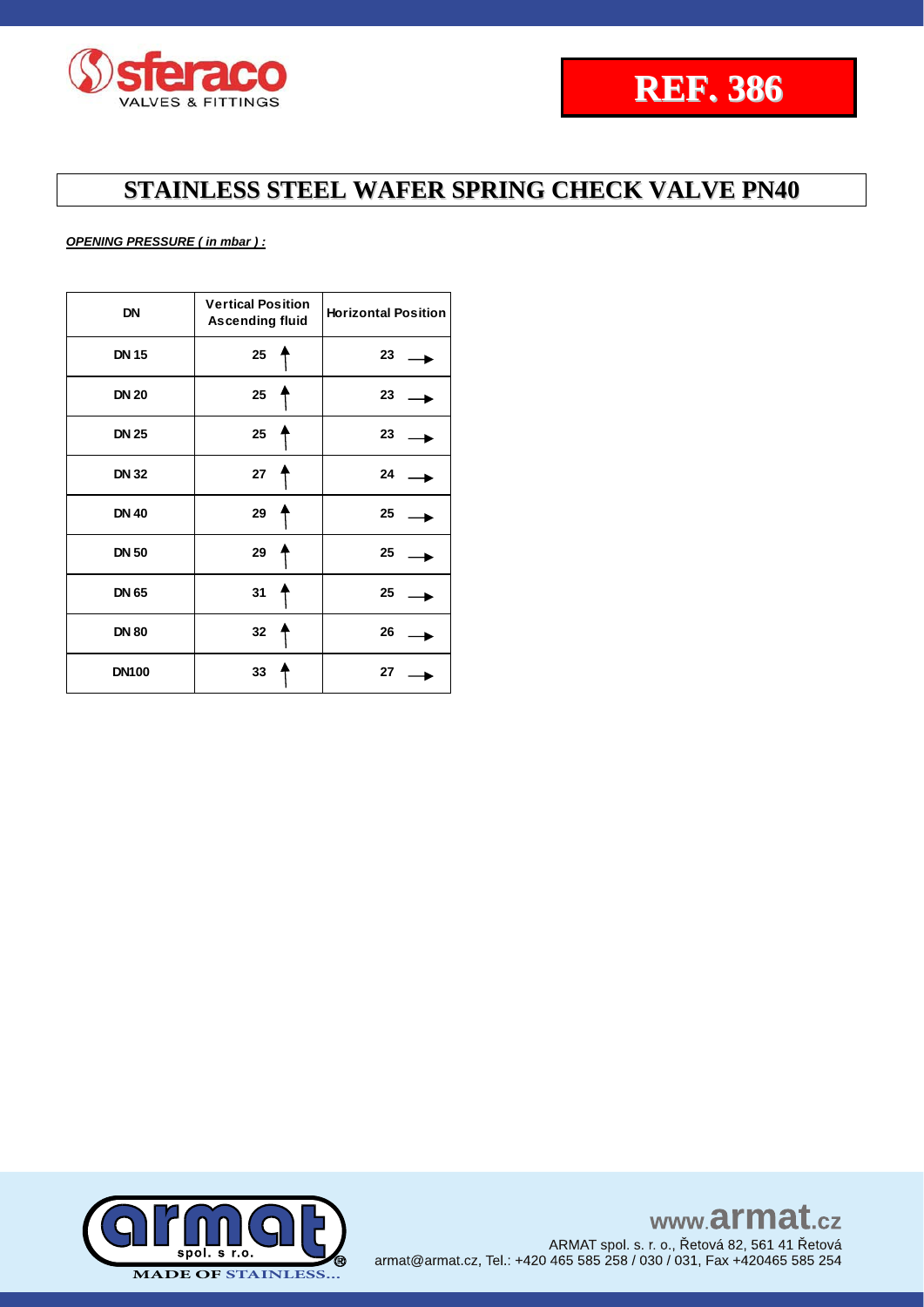**REF. 386**

# STAINLESS STEEL WAFER SPRING CHECK VALVE PN40

***OPENING PRESSURE ( in mbar ) :***

| DN | Vertical Position Ascending fluid | Horizontal Position |
|---|---|---|
| DN 15 | 25 ↑ | 23 → |
| DN 20 | 25 ↑ | 23 → |
| DN 25 | 25 ↑ | 23 → |
| DN 32 | 27 ↑ | 24 → |
| DN 40 | 29 ↑ | 25 → |
| DN 50 | 29 ↑ | 25 → |
| DN 65 | 31 ↑ | 25 → |
| DN 80 | 32 ↑ | 26 → |
| DN100 | 33 ↑ | 27 → |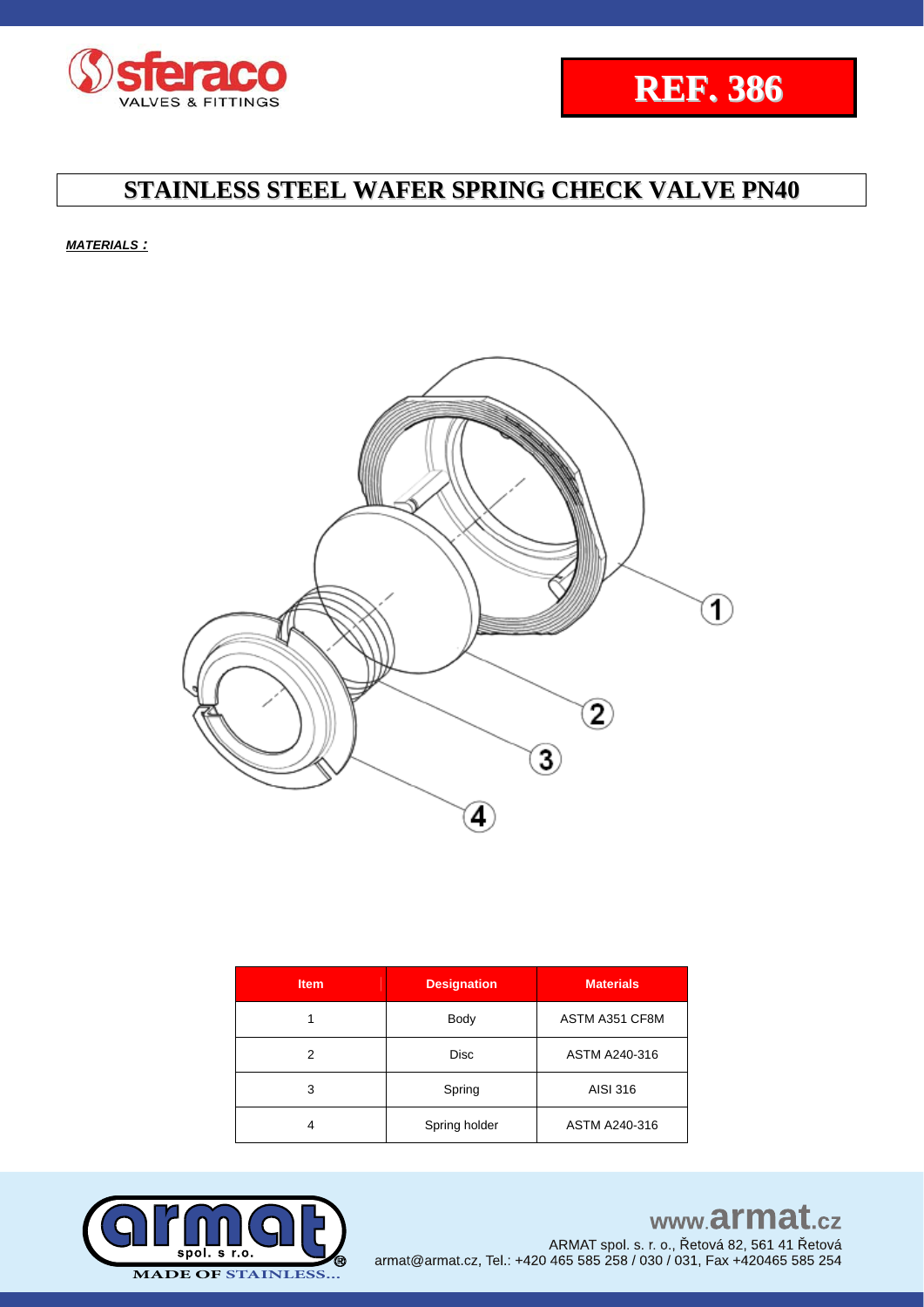**REF. 386**

# STAINLESS STEEL WAFER SPRING CHECK VALVE PN40

***MATERIALS :***

| Item | Designation | Materials |
|---|---|---|
| 1 | Body | ASTM A351 CF8M |
| 2 | Disc | ASTM A240-316 |
| 3 | Spring | AISI 316 |
| 4 | Spring holder | ASTM A240-316 |

www.armat.cz
ARMAT spol. s r. o., Řetová 82, 561 41 Řetová
armat@armat.cz, Tel.: +420 465 585 258 / 030 / 031, Fax +420465 585 254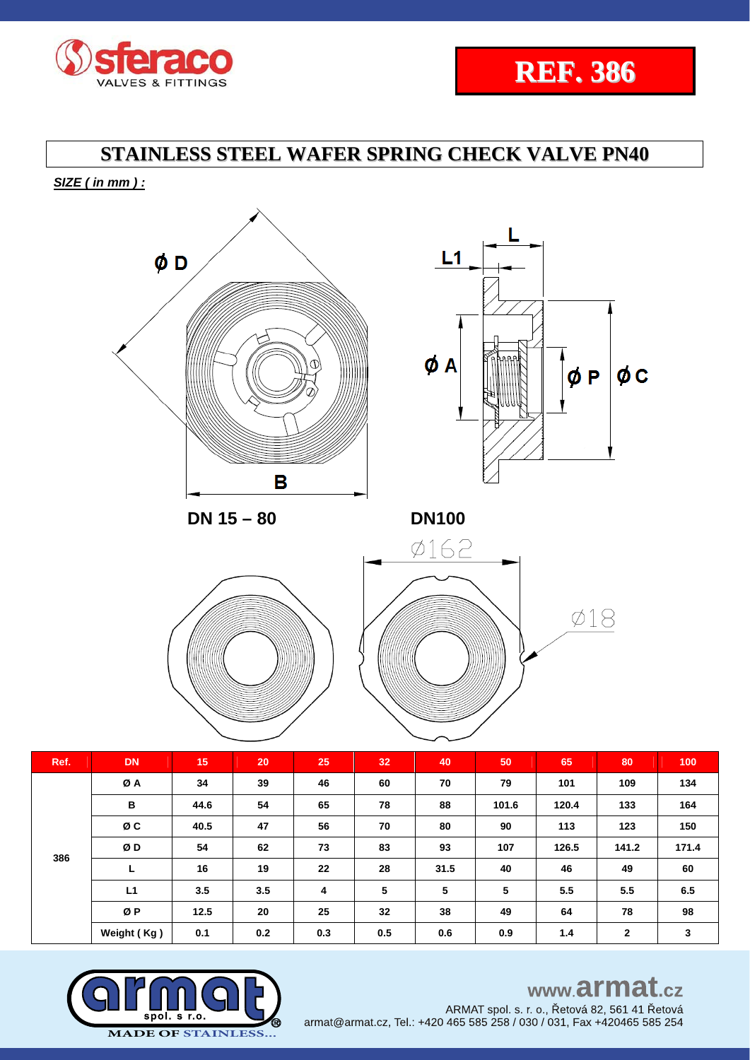# REF. 386

## STAINLESS STEEL WAFER SPRING CHECK VALVE PN40

***SIZE ( in mm ) :***

DN 15 – 80

DN100

| Ref. | DN | 15 | 20 | 25 | 32 | 40 | 50 | 65 | 80 | 100 |
|---|---|---|---|---|---|---|---|---|---|---|
| 386 | Ø A | 34 | 39 | 46 | 60 | 70 | 79 | 101 | 109 | 134 |
| | B | 44.6 | 54 | 65 | 78 | 88 | 101.6 | 120.4 | 133 | 164 |
| | Ø C | 40.5 | 47 | 56 | 70 | 80 | 90 | 113 | 123 | 150 |
| | Ø D | 54 | 62 | 73 | 83 | 93 | 107 | 126.5 | 141.2 | 171.4 |
| | L | 16 | 19 | 22 | 28 | 31.5 | 40 | 46 | 49 | 60 |
| | L1 | 3.5 | 3.5 | 4 | 5 | 5 | 5 | 5.5 | 5.5 | 6.5 |
| | Ø P | 12.5 | 20 | 25 | 32 | 38 | 49 | 64 | 78 | 98 |
| | Weight ( Kg ) | 0.1 | 0.2 | 0.3 | 0.5 | 0.6 | 0.9 | 1.4 | 2 | 3 |

www.armat.cz

ARMAT spol. s r. o., Řetová 82, 561 41 Řetová

armat@armat.cz, Tel.: +420 465 585 258 / 030 / 031, Fax +420465 585 254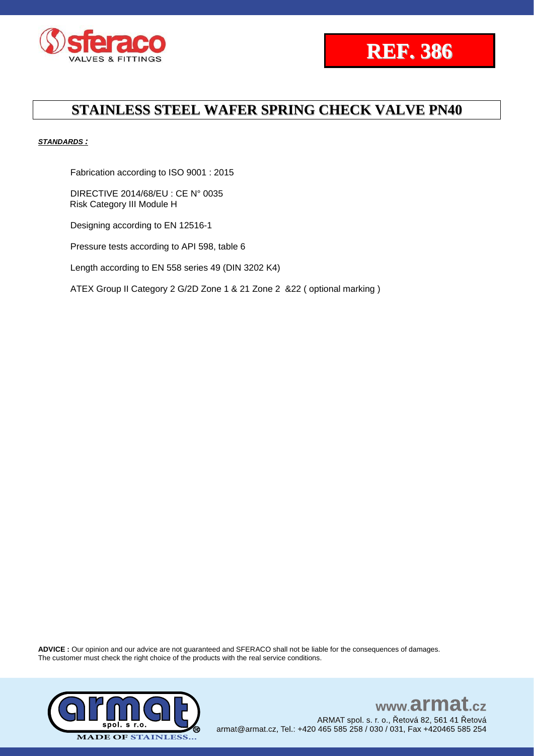**REF. 386**

# STAINLESS STEEL WAFER SPRING CHECK VALVE PN40

***STANDARDS :***

Fabrication according to ISO 9001 : 2015

DIRECTIVE 2014/68/EU : CE N° 0035
Risk Category III Module H

Designing according to EN 12516-1

Pressure tests according to API 598, table 6

Length according to EN 558 series 49 (DIN 3202 K4)

ATEX Group II Category 2 G/2D Zone 1 & 21 Zone 2 &22 ( optional marking )

**ADVICE :** Our opinion and our advice are not guaranteed and SFERACO shall not be liable for the consequences of damages.
The customer must check the right choice of the products with the real service conditions.

www.armat.cz
ARMAT spol. s r. o., Řetová 82, 561 41 Řetová
armat@armat.cz, Tel.: +420 465 585 258 / 030 / 031, Fax +420465 585 254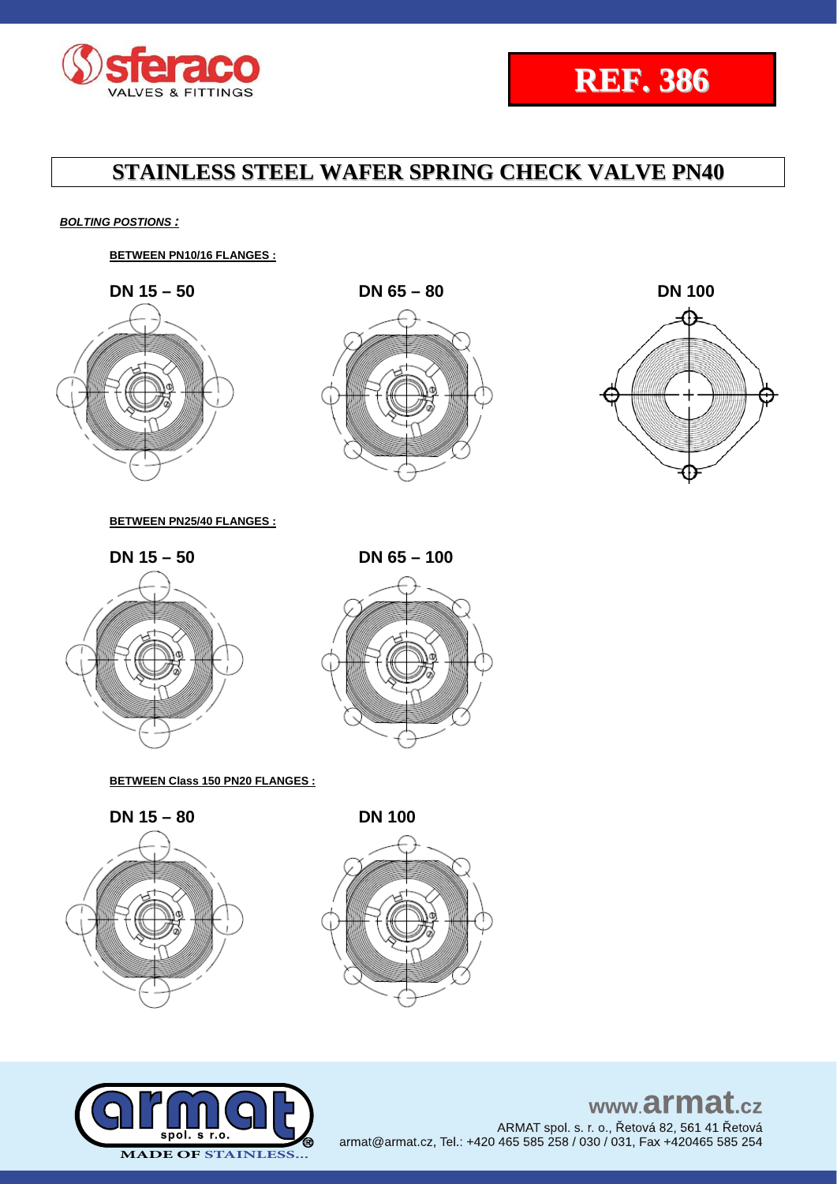# STAINLESS STEEL WAFER SPRING CHECK VALVE PN40

***BOLTING POSTIONS :***

**BETWEEN PN10/16 FLANGES :**

**DN 15 – 50**

**DN 65 – 80**

**DN 100**

**BETWEEN PN25/40 FLANGES :**

**DN 15 – 50**

**DN 65 – 100**

**BETWEEN Class 150 PN20 FLANGES :**

**DN 15 – 80**

**DN 100**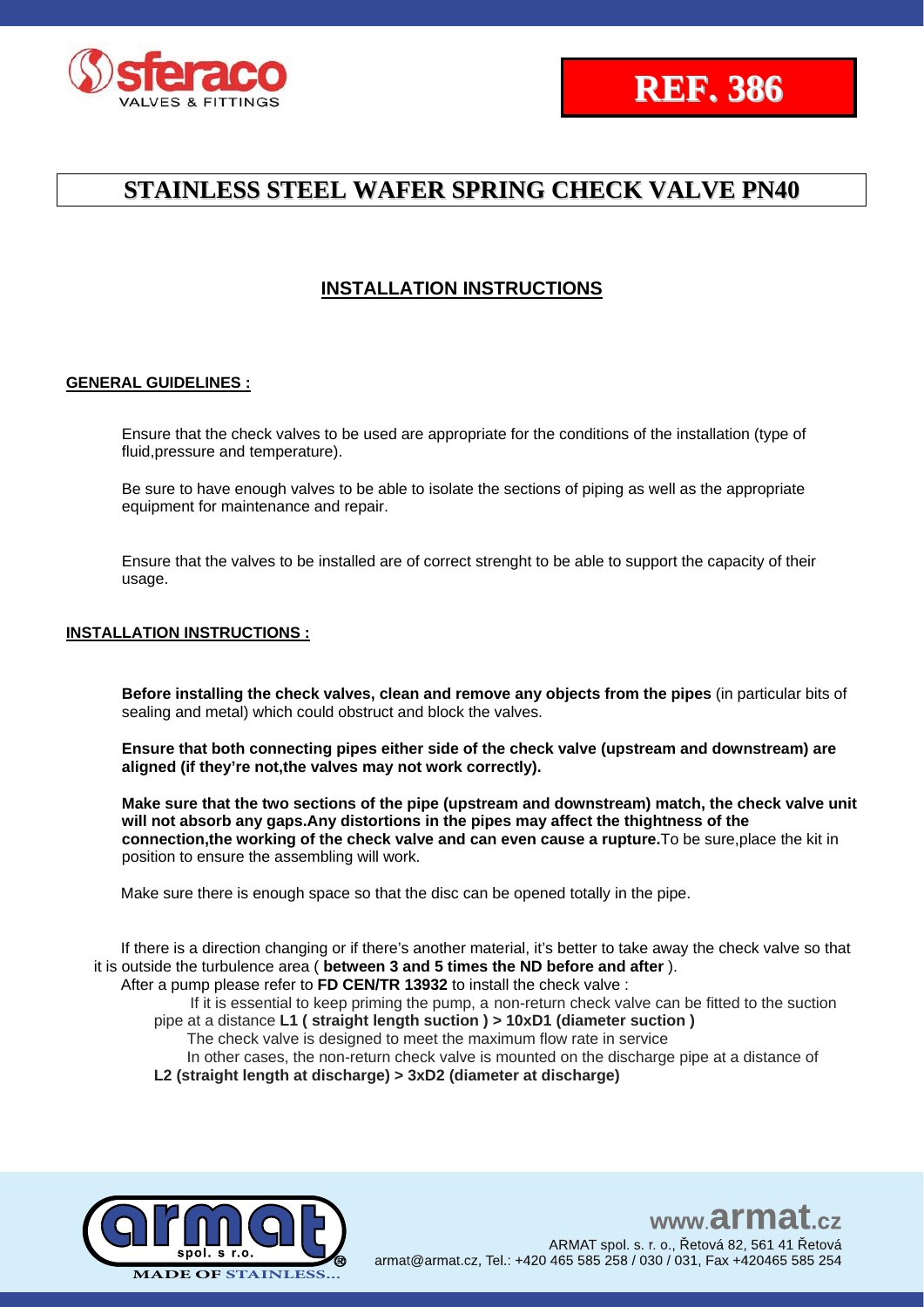**REF. 386**

# STAINLESS STEEL WAFER SPRING CHECK VALVE PN40

## INSTALLATION INSTRUCTIONS

**GENERAL GUIDELINES :**

Ensure that the check valves to be used are appropriate for the conditions of the installation (type of fluid,pressure and temperature).

Be sure to have enough valves to be able to isolate the sections of piping as well as the appropriate equipment for maintenance and repair.

Ensure that the valves to be installed are of correct strenght to be able to support the capacity of their usage.

**INSTALLATION INSTRUCTIONS :**

**Before installing the check valves, clean and remove any objects from the pipes** (in particular bits of sealing and metal) which could obstruct and block the valves.

**Ensure that both connecting pipes either side of the check valve (upstream and downstream) are aligned (if they're not,the valves may not work correctly).**

**Make sure that the two sections of the pipe (upstream and downstream) match, the check valve unit will not absorb any gaps.Any distortions in the pipes may affect the thightness of the connection,the working of the check valve and can even cause a rupture.**To be sure,place the kit in position to ensure the assembling will work.

Make sure there is enough space so that the disc can be opened totally in the pipe.

If there is a direction changing or if there's another material, it's better to take away the check valve so that it is outside the turbulence area ( **between 3 and 5 times the ND before and after** ).

After a pump please refer to **FD CEN/TR 13932** to install the check valve :

If it is essential to keep priming the pump, a non-return check valve can be fitted to the suction pipe at a distance **L1 ( straight length suction ) > 10xD1 (diameter suction )**

The check valve is designed to meet the maximum flow rate in service

In other cases, the non-return check valve is mounted on the discharge pipe at a distance of **L2 (straight length at discharge) > 3xD2 (diameter at discharge)**

www.armat.cz

ARMAT spol. s r. o., Řetová 82, 561 41 Řetová
armat@armat.cz, Tel.: +420 465 585 258 / 030 / 031, Fax +420465 585 254